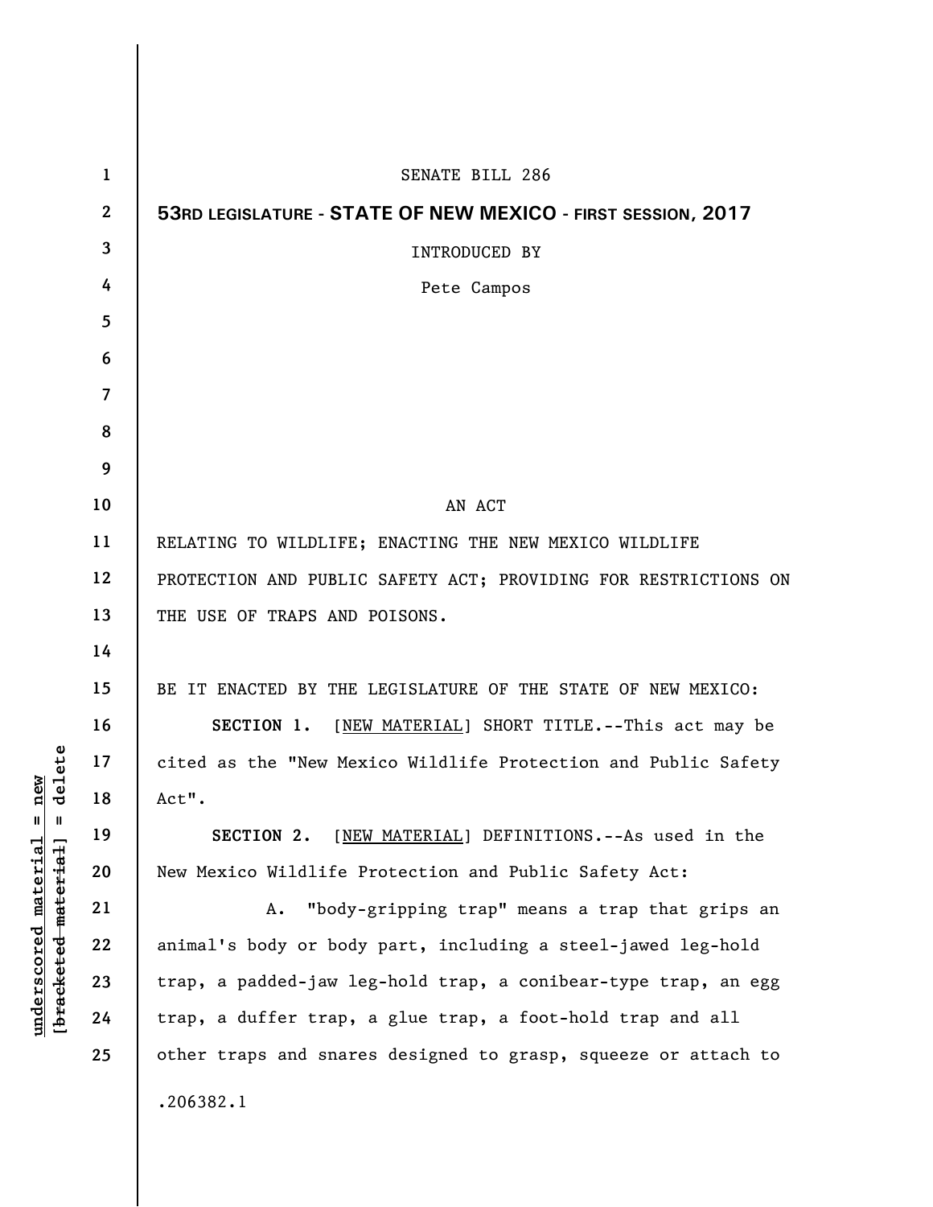SENATE BILL 286

**53RD LEGISLATURE - STATE OF NEW MEXICO - FIRST SESSION, 2017**

INTRODUCED BY

Pete Campos

AN ACT

RELATING TO WILDLIFE; ENACTING THE NEW MEXICO WILDLIFE PROTECTION AND PUBLIC SAFETY ACT; PROVIDING FOR RESTRICTIONS ON THE USE OF TRAPS AND POISONS.

BE IT ENACTED BY THE LEGISLATURE OF THE STATE OF NEW MEXICO:

**SECTION 1.** [NEW MATERIAL] SHORT TITLE.--This act may be cited as the "New Mexico Wildlife Protection and Public Safety Act".

**SECTION 2.** [NEW MATERIAL] DEFINITIONS.--As used in the New Mexico Wildlife Protection and Public Safety Act:

A. "body-gripping trap" means a trap that grips an animal's body or body part, including a steel-jawed leg-hold trap, a padded-jaw leg-hold trap, a conibear-type trap, an egg trap, a duffer trap, a glue trap, a foot-hold trap and all other traps and snares designed to grasp, squeeze or attach to

.206382.1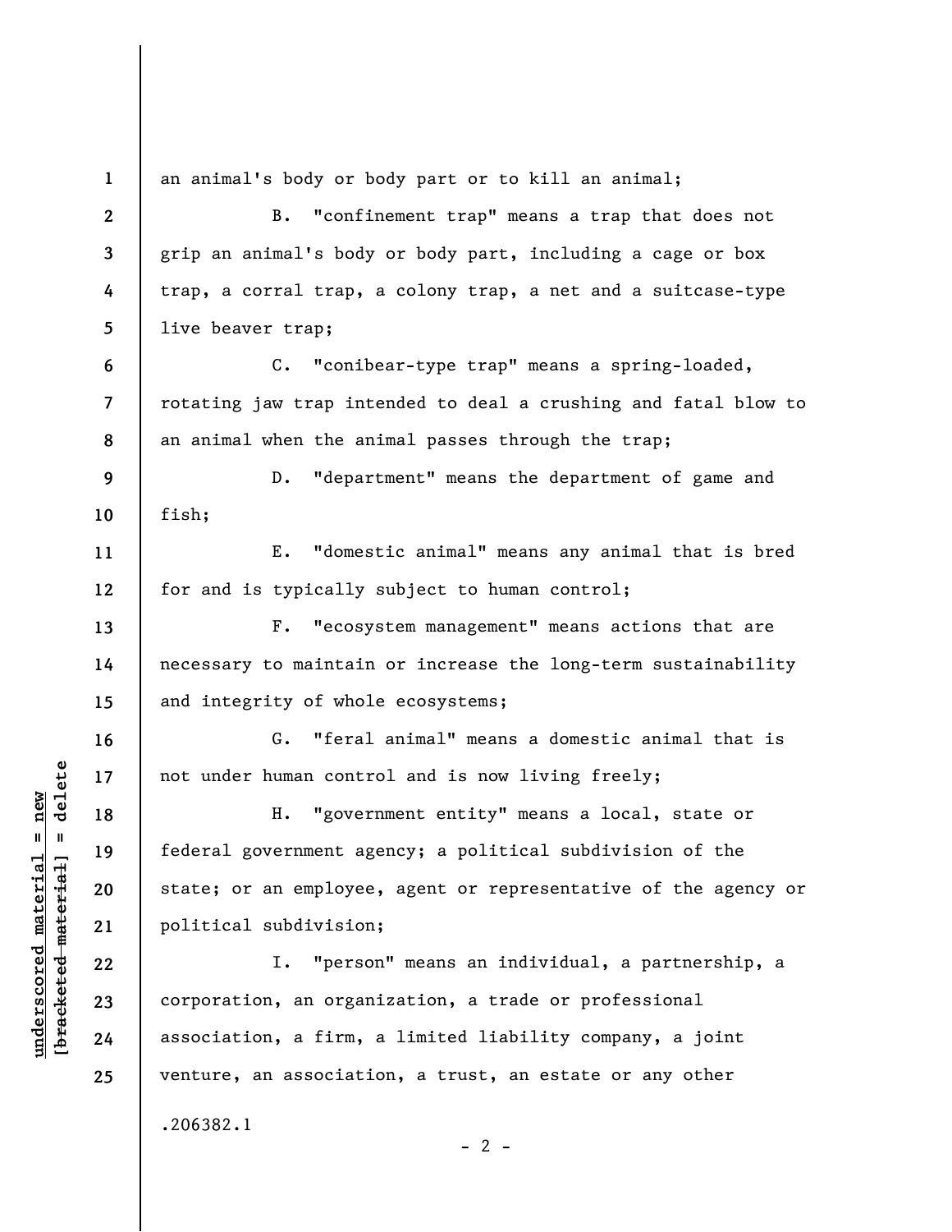an animal's body or body part or to kill an animal;

B. "confinement trap" means a trap that does not grip an animal's body or body part, including a cage or box trap, a corral trap, a colony trap, a net and a suitcase-type live beaver trap;

C. "conibear-type trap" means a spring-loaded, rotating jaw trap intended to deal a crushing and fatal blow to an animal when the animal passes through the trap;

D. "department" means the department of game and fish;

E. "domestic animal" means any animal that is bred for and is typically subject to human control;

F. "ecosystem management" means actions that are necessary to maintain or increase the long-term sustainability and integrity of whole ecosystems;

G. "feral animal" means a domestic animal that is not under human control and is now living freely;

H. "government entity" means a local, state or federal government agency; a political subdivision of the state; or an employee, agent or representative of the agency or political subdivision;

I. "person" means an individual, a partnership, a corporation, an organization, a trade or professional association, a firm, a limited liability company, a joint venture, an association, a trust, an estate or any other

.206382.1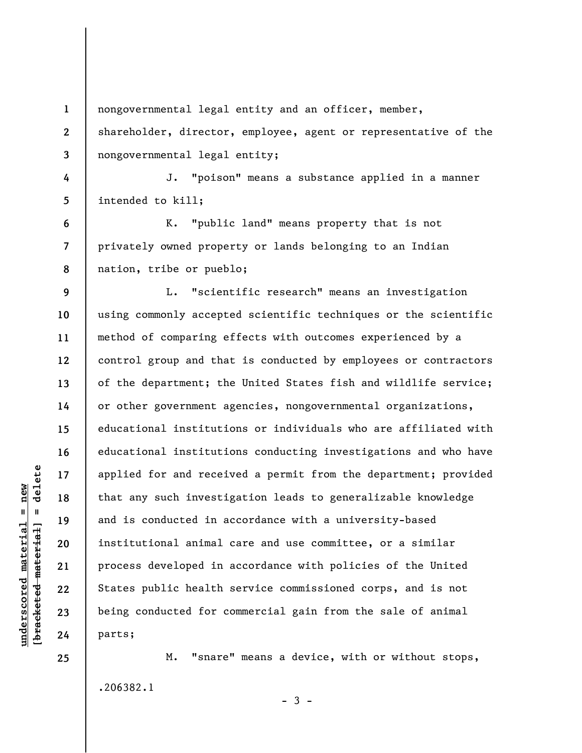nongovernmental legal entity and an officer, member, shareholder, director, employee, agent or representative of the nongovernmental legal entity;

J. "poison" means a substance applied in a manner intended to kill;

K. "public land" means property that is not privately owned property or lands belonging to an Indian nation, tribe or pueblo;

L. "scientific research" means an investigation using commonly accepted scientific techniques or the scientific method of comparing effects with outcomes experienced by a control group and that is conducted by employees or contractors of the department; the United States fish and wildlife service; or other government agencies, nongovernmental organizations, educational institutions or individuals who are affiliated with educational institutions conducting investigations and who have applied for and received a permit from the department; provided that any such investigation leads to generalizable knowledge and is conducted in accordance with a university-based institutional animal care and use committee, or a similar process developed in accordance with policies of the United States public health service commissioned corps, and is not being conducted for commercial gain from the sale of animal parts;

M. "snare" means a device, with or without stops,

.206382.1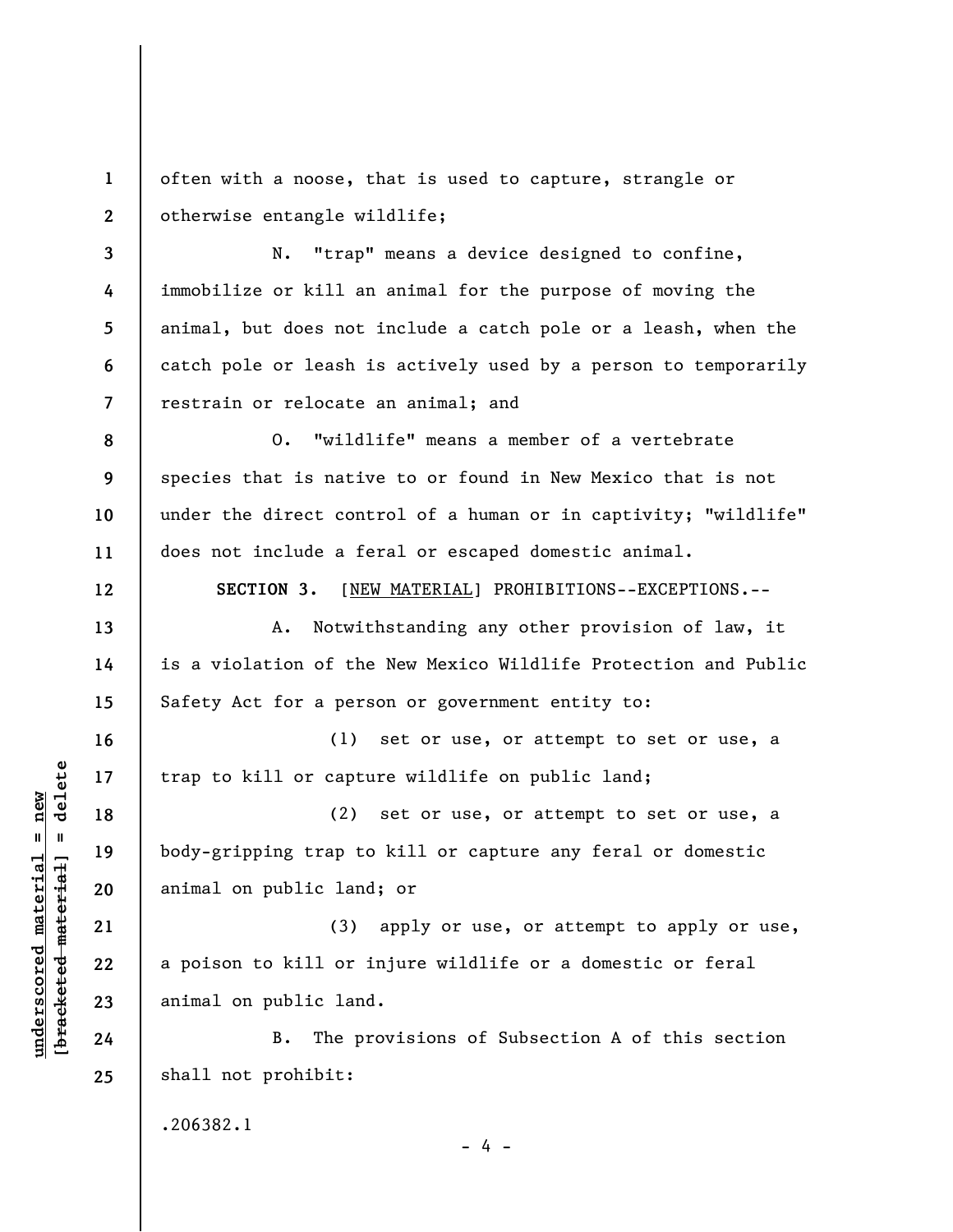often with a noose, that is used to capture, strangle or otherwise entangle wildlife;

N. "trap" means a device designed to confine, immobilize or kill an animal for the purpose of moving the animal, but does not include a catch pole or a leash, when the catch pole or leash is actively used by a person to temporarily restrain or relocate an animal; and

O. "wildlife" means a member of a vertebrate species that is native to or found in New Mexico that is not under the direct control of a human or in captivity; "wildlife" does not include a feral or escaped domestic animal.

**SECTION 3.** [<u>NEW MATERIAL</u>] PROHIBITIONS--EXCEPTIONS.--

A. Notwithstanding any other provision of law, it is a violation of the New Mexico Wildlife Protection and Public Safety Act for a person or government entity to:

(1) set or use, or attempt to set or use, a trap to kill or capture wildlife on public land;

(2) set or use, or attempt to set or use, a body-gripping trap to kill or capture any feral or domestic animal on public land; or

(3) apply or use, or attempt to apply or use, a poison to kill or injure wildlife or a domestic or feral animal on public land.

B. The provisions of Subsection A of this section shall not prohibit:

.206382.1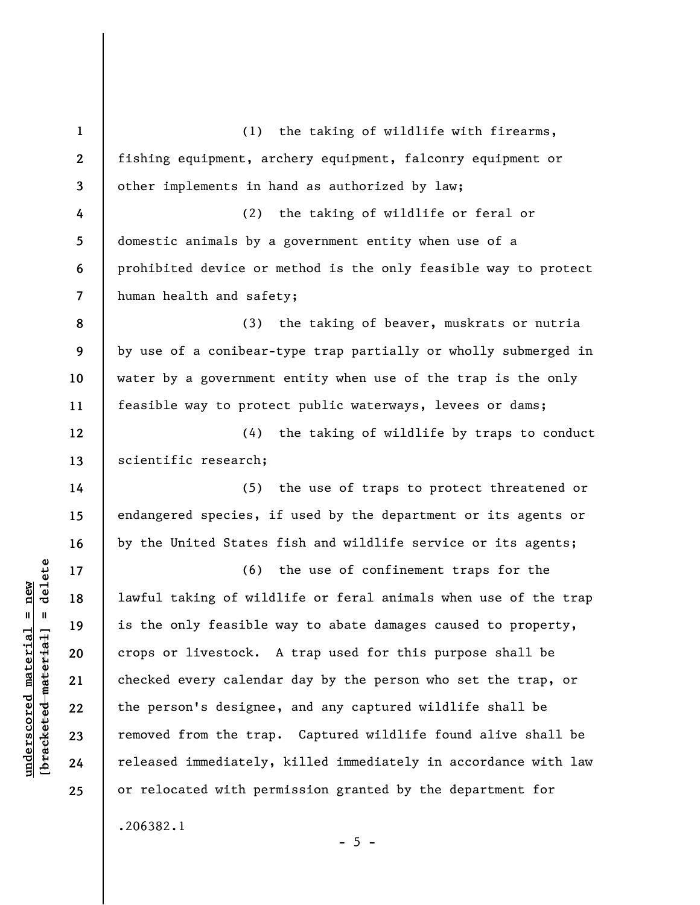(1) the taking of wildlife with firearms, fishing equipment, archery equipment, falconry equipment or other implements in hand as authorized by law;

(2) the taking of wildlife or feral or domestic animals by a government entity when use of a prohibited device or method is the only feasible way to protect human health and safety;

(3) the taking of beaver, muskrats or nutria by use of a conibear-type trap partially or wholly submerged in water by a government entity when use of the trap is the only feasible way to protect public waterways, levees or dams;

(4) the taking of wildlife by traps to conduct scientific research;

(5) the use of traps to protect threatened or endangered species, if used by the department or its agents or by the United States fish and wildlife service or its agents;

(6) the use of confinement traps for the lawful taking of wildlife or feral animals when use of the trap is the only feasible way to abate damages caused to property, crops or livestock. A trap used for this purpose shall be checked every calendar day by the person who set the trap, or the person's designee, and any captured wildlife shall be removed from the trap. Captured wildlife found alive shall be released immediately, killed immediately in accordance with law or relocated with permission granted by the department for

.206382.1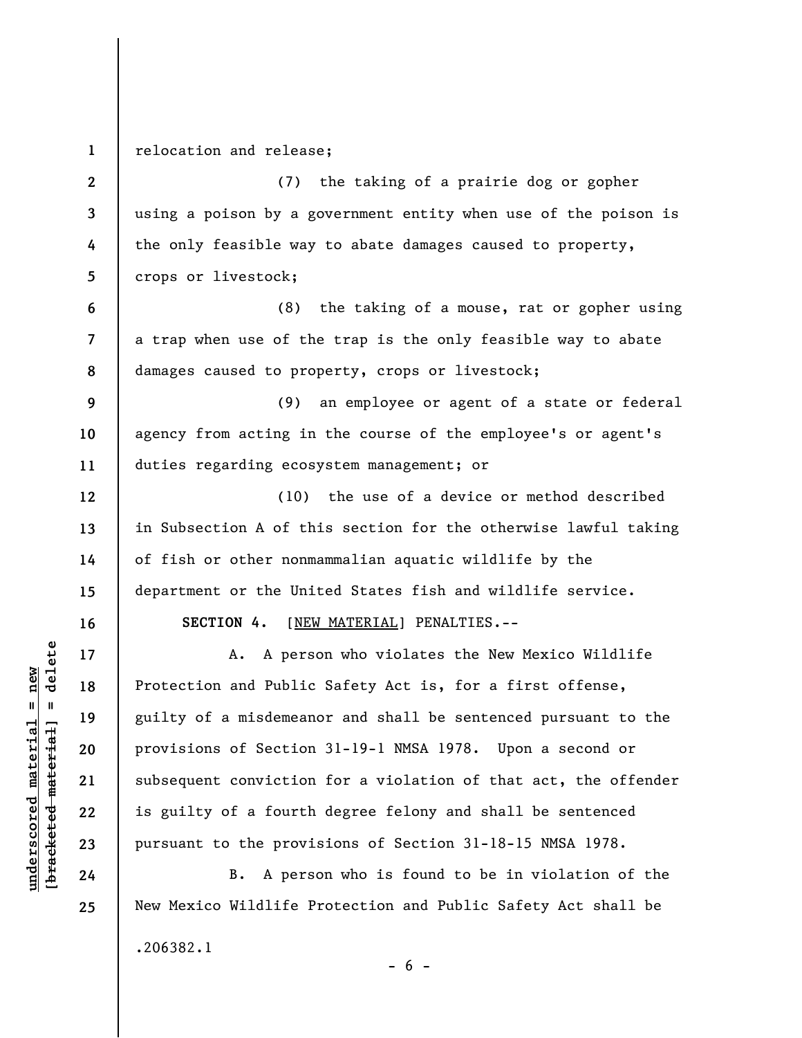relocation and release;

(7) the taking of a prairie dog or gopher using a poison by a government entity when use of the poison is the only feasible way to abate damages caused to property, crops or livestock;

(8) the taking of a mouse, rat or gopher using a trap when use of the trap is the only feasible way to abate damages caused to property, crops or livestock;

(9) an employee or agent of a state or federal agency from acting in the course of the employee's or agent's duties regarding ecosystem management; or

(10) the use of a device or method described in Subsection A of this section for the otherwise lawful taking of fish or other nonmammalian aquatic wildlife by the department or the United States fish and wildlife service.

**SECTION 4.** [NEW MATERIAL] PENALTIES.--

A. A person who violates the New Mexico Wildlife Protection and Public Safety Act is, for a first offense, guilty of a misdemeanor and shall be sentenced pursuant to the provisions of Section 31-19-1 NMSA 1978. Upon a second or subsequent conviction for a violation of that act, the offender is guilty of a fourth degree felony and shall be sentenced pursuant to the provisions of Section 31-18-15 NMSA 1978.

B. A person who is found to be in violation of the New Mexico Wildlife Protection and Public Safety Act shall be

.206382.1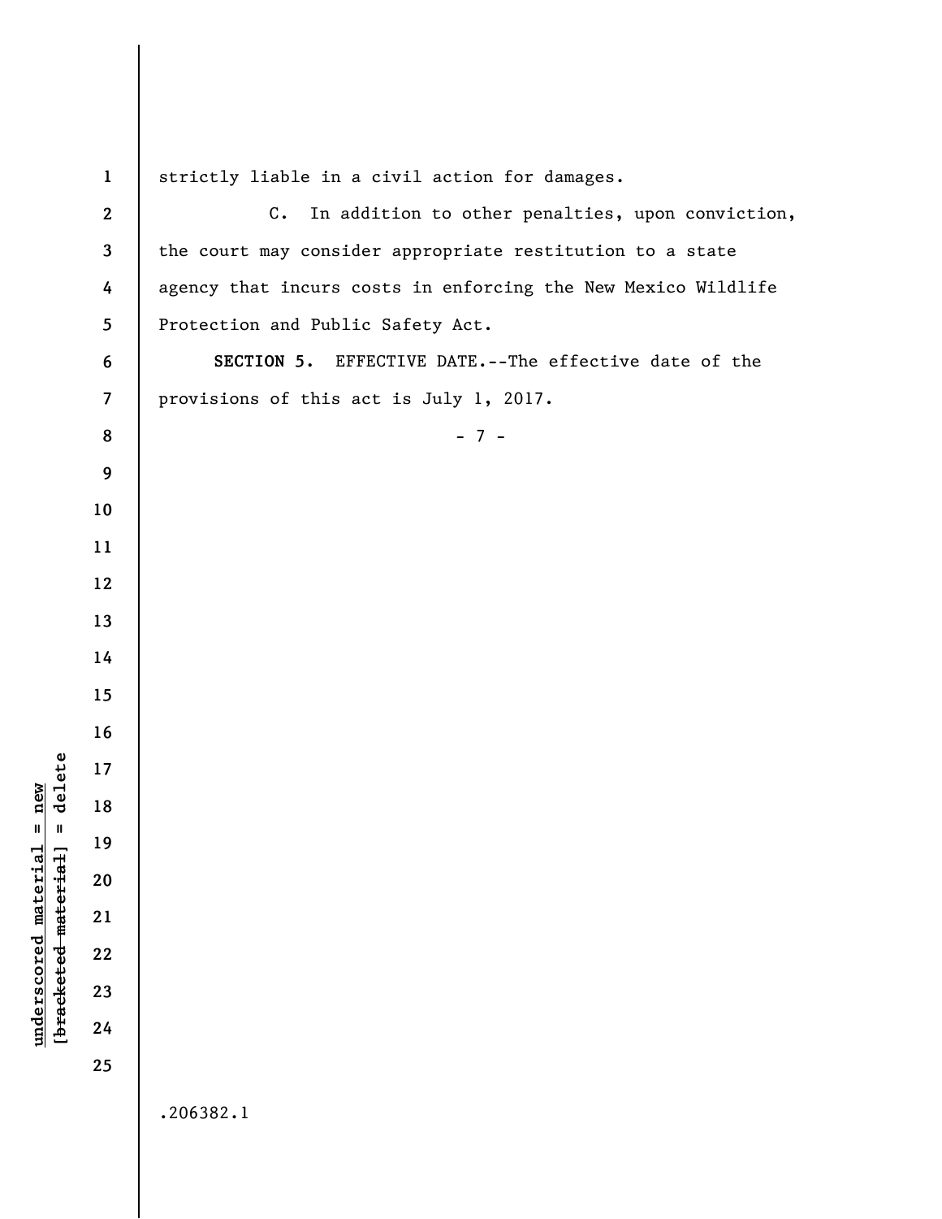strictly liable in a civil action for damages.

C. In addition to other penalties, upon conviction, the court may consider appropriate restitution to a state agency that incurs costs in enforcing the New Mexico Wildlife Protection and Public Safety Act.

**SECTION 5.** EFFECTIVE DATE.--The effective date of the provisions of this act is July 1, 2017.

.206382.1